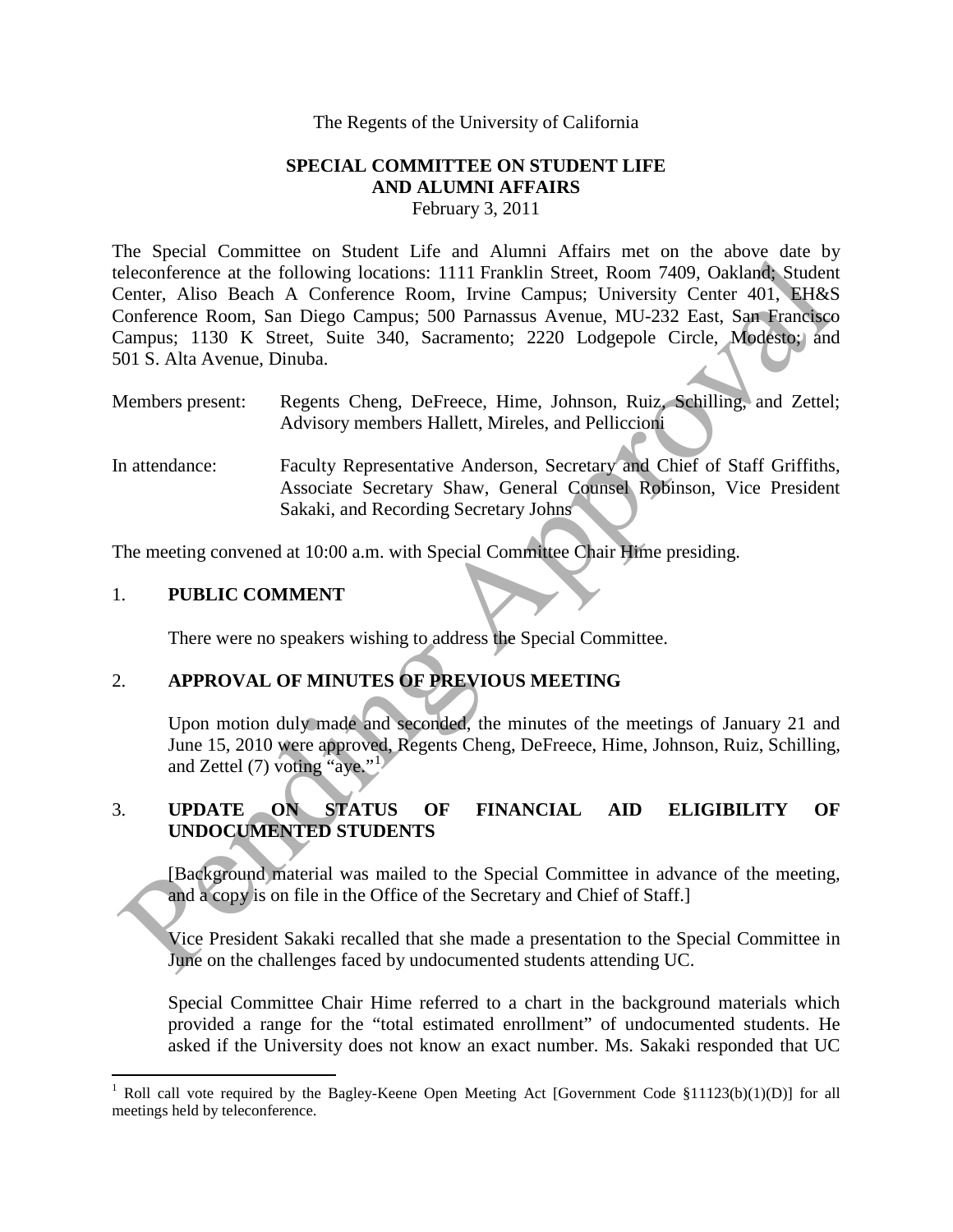The Regents of the University of California

**SPECIAL COMMITTEE ON STUDENT LIFE AND ALUMNI AFFAIRS**

February 3, 2011

The Special Committee on Student Life and Alumni Affairs met on the above date by teleconference at the following locations: 1111 Franklin Street, Room 7409, Oakland; Student Center, Aliso Beach A Conference Room, Irvine Campus; University Center 401, EH&S Conference Room, San Diego Campus; 500 Parnassus Avenue, MU-232 East, San Francisco Campus; 1130 K Street, Suite 340, Sacramento; 2220 Lodgepole Circle, Modesto; and 501 S. Alta Avenue, Dinuba.

Members present: Regents Cheng, DeFreece, Hime, Johnson, Ruiz, Schilling, and Zettel; Advisory members Hallett, Mireles, and Pelliccioni

In attendance: Faculty Representative Anderson, Secretary and Chief of Staff Griffiths, Associate Secretary Shaw, General Counsel Robinson, Vice President Sakaki, and Recording Secretary Johns

The meeting convened at 10:00 a.m. with Special Committee Chair Hime presiding.

1. **PUBLIC COMMENT**

   There were no speakers wishing to address the Special Committee.

2. **APPROVAL OF MINUTES OF PREVIOUS MEETING**

   Upon motion duly made and seconded, the minutes of the meetings of January 21 and June 15, 2010 were approved, Regents Cheng, DeFreece, Hime, Johnson, Ruiz, Schilling, and Zettel (7) voting "aye."[1]

3. **UPDATE ON STATUS OF FINANCIAL AID ELIGIBILITY OF UNDOCUMENTED STUDENTS**

   [Background material was mailed to the Special Committee in advance of the meeting, and a copy is on file in the Office of the Secretary and Chief of Staff.]

   Vice President Sakaki recalled that she made a presentation to the Special Committee in June on the challenges faced by undocumented students attending UC.

   Special Committee Chair Hime referred to a chart in the background materials which provided a range for the "total estimated enrollment" of undocumented students. He asked if the University does not know an exact number. Ms. Sakaki responded that UC

[1] Roll call vote required by the Bagley-Keene Open Meeting Act [Government Code §11123(b)(1)(D)] for all meetings held by teleconference.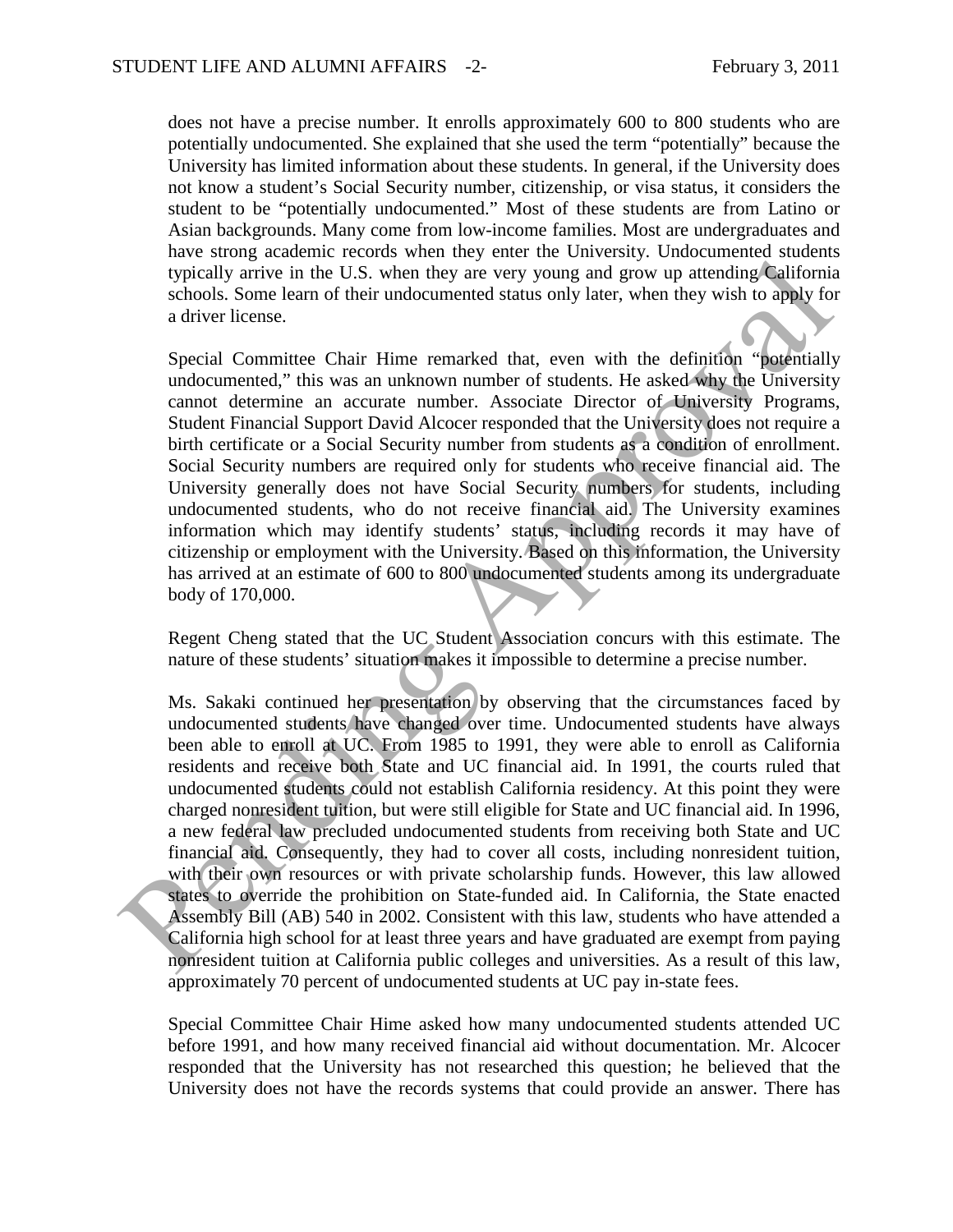does not have a precise number. It enrolls approximately 600 to 800 students who are potentially undocumented. She explained that she used the term "potentially" because the University has limited information about these students. In general, if the University does not know a student's Social Security number, citizenship, or visa status, it considers the student to be "potentially undocumented." Most of these students are from Latino or Asian backgrounds. Many come from low-income families. Most are undergraduates and have strong academic records when they enter the University. Undocumented students typically arrive in the U.S. when they are very young and grow up attending California schools. Some learn of their undocumented status only later, when they wish to apply for a driver license.

Special Committee Chair Hime remarked that, even with the definition "potentially undocumented," this was an unknown number of students. He asked why the University cannot determine an accurate number. Associate Director of University Programs, Student Financial Support David Alcocer responded that the University does not require a birth certificate or a Social Security number from students as a condition of enrollment. Social Security numbers are required only for students who receive financial aid. The University generally does not have Social Security numbers for students, including undocumented students, who do not receive financial aid. The University examines information which may identify students' status, including records it may have of citizenship or employment with the University. Based on this information, the University has arrived at an estimate of 600 to 800 undocumented students among its undergraduate body of 170,000.

Regent Cheng stated that the UC Student Association concurs with this estimate. The nature of these students' situation makes it impossible to determine a precise number.

Ms. Sakaki continued her presentation by observing that the circumstances faced by undocumented students have changed over time. Undocumented students have always been able to enroll at UC. From 1985 to 1991, they were able to enroll as California residents and receive both State and UC financial aid. In 1991, the courts ruled that undocumented students could not establish California residency. At this point they were charged nonresident tuition, but were still eligible for State and UC financial aid. In 1996, a new federal law precluded undocumented students from receiving both State and UC financial aid. Consequently, they had to cover all costs, including nonresident tuition, with their own resources or with private scholarship funds. However, this law allowed states to override the prohibition on State-funded aid. In California, the State enacted Assembly Bill (AB) 540 in 2002. Consistent with this law, students who have attended a California high school for at least three years and have graduated are exempt from paying nonresident tuition at California public colleges and universities. As a result of this law, approximately 70 percent of undocumented students at UC pay in-state fees.

Special Committee Chair Hime asked how many undocumented students attended UC before 1991, and how many received financial aid without documentation. Mr. Alcocer responded that the University has not researched this question; he believed that the University does not have the records systems that could provide an answer. There has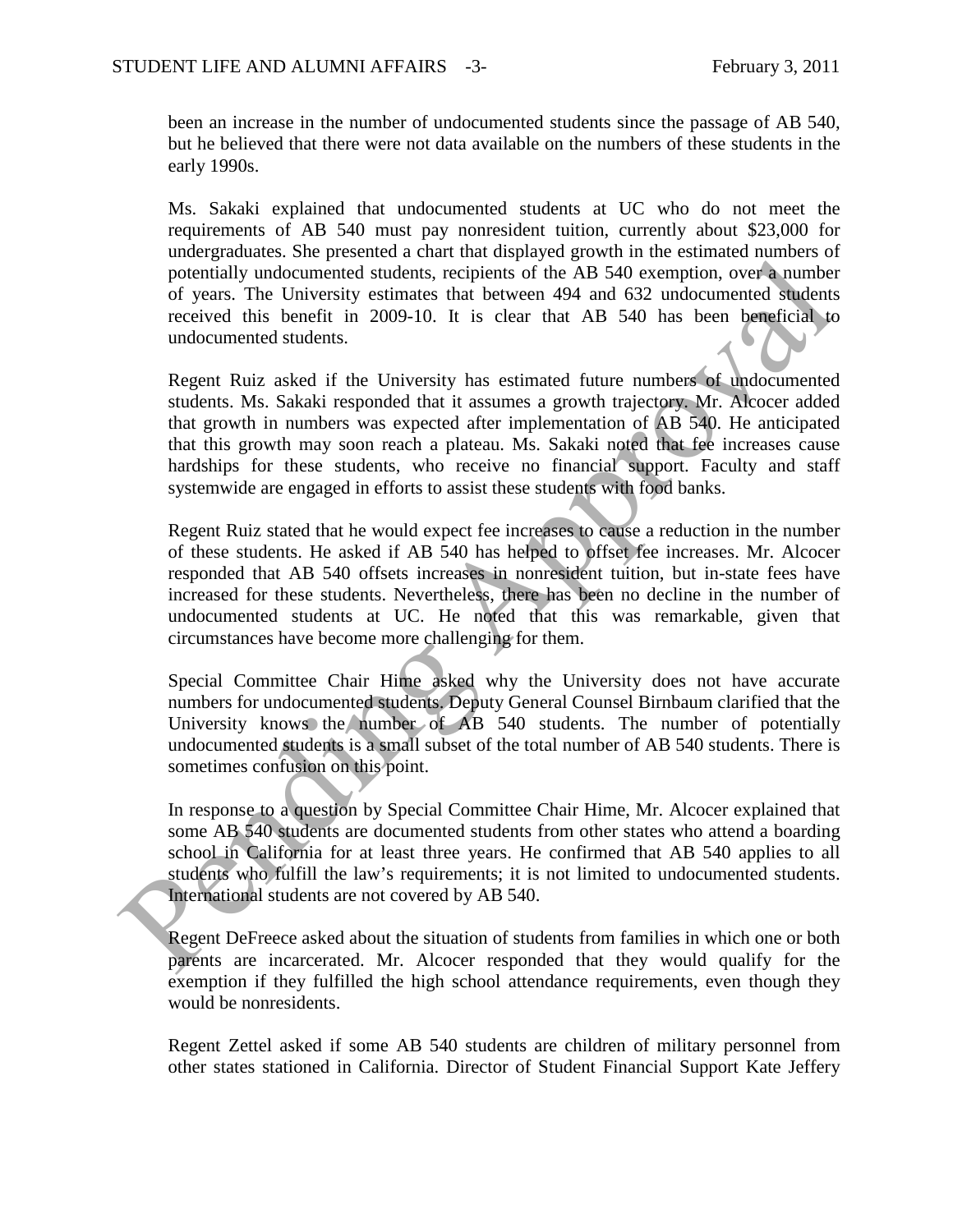been an increase in the number of undocumented students since the passage of AB 540, but he believed that there were not data available on the numbers of these students in the early 1990s.

Ms. Sakaki explained that undocumented students at UC who do not meet the requirements of AB 540 must pay nonresident tuition, currently about $23,000 for undergraduates. She presented a chart that displayed growth in the estimated numbers of potentially undocumented students, recipients of the AB 540 exemption, over a number of years. The University estimates that between 494 and 632 undocumented students received this benefit in 2009-10. It is clear that AB 540 has been beneficial to undocumented students.

Regent Ruiz asked if the University has estimated future numbers of undocumented students. Ms. Sakaki responded that it assumes a growth trajectory. Mr. Alcocer added that growth in numbers was expected after implementation of AB 540. He anticipated that this growth may soon reach a plateau. Ms. Sakaki noted that fee increases cause hardships for these students, who receive no financial support. Faculty and staff systemwide are engaged in efforts to assist these students with food banks.

Regent Ruiz stated that he would expect fee increases to cause a reduction in the number of these students. He asked if AB 540 has helped to offset fee increases. Mr. Alcocer responded that AB 540 offsets increases in nonresident tuition, but in-state fees have increased for these students. Nevertheless, there has been no decline in the number of undocumented students at UC. He noted that this was remarkable, given that circumstances have become more challenging for them.

Special Committee Chair Hime asked why the University does not have accurate numbers for undocumented students. Deputy General Counsel Birnbaum clarified that the University knows the number of AB 540 students. The number of potentially undocumented students is a small subset of the total number of AB 540 students. There is sometimes confusion on this point.

In response to a question by Special Committee Chair Hime, Mr. Alcocer explained that some AB 540 students are documented students from other states who attend a boarding school in California for at least three years. He confirmed that AB 540 applies to all students who fulfill the law's requirements; it is not limited to undocumented students. International students are not covered by AB 540.

Regent DeFreece asked about the situation of students from families in which one or both parents are incarcerated. Mr. Alcocer responded that they would qualify for the exemption if they fulfilled the high school attendance requirements, even though they would be nonresidents.

Regent Zettel asked if some AB 540 students are children of military personnel from other states stationed in California. Director of Student Financial Support Kate Jeffery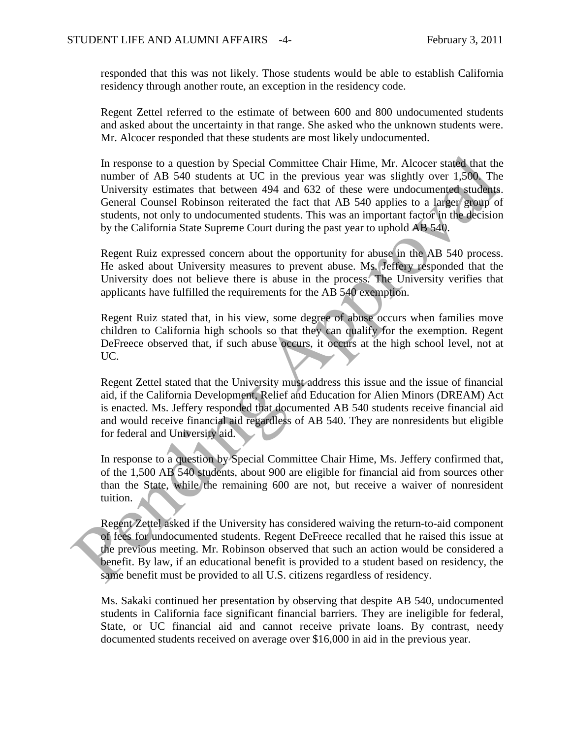responded that this was not likely. Those students would be able to establish California residency through another route, an exception in the residency code.

Regent Zettel referred to the estimate of between 600 and 800 undocumented students and asked about the uncertainty in that range. She asked who the unknown students were. Mr. Alcocer responded that these students are most likely undocumented.

In response to a question by Special Committee Chair Hime, Mr. Alcocer stated that the number of AB 540 students at UC in the previous year was slightly over 1,500. The University estimates that between 494 and 632 of these were undocumented students. General Counsel Robinson reiterated the fact that AB 540 applies to a larger group of students, not only to undocumented students. This was an important factor in the decision by the California State Supreme Court during the past year to uphold AB 540.

Regent Ruiz expressed concern about the opportunity for abuse in the AB 540 process. He asked about University measures to prevent abuse. Ms. Jeffery responded that the University does not believe there is abuse in the process. The University verifies that applicants have fulfilled the requirements for the AB 540 exemption.

Regent Ruiz stated that, in his view, some degree of abuse occurs when families move children to California high schools so that they can qualify for the exemption. Regent DeFreece observed that, if such abuse occurs, it occurs at the high school level, not at UC.

Regent Zettel stated that the University must address this issue and the issue of financial aid, if the California Development, Relief and Education for Alien Minors (DREAM) Act is enacted. Ms. Jeffery responded that documented AB 540 students receive financial aid and would receive financial aid regardless of AB 540. They are nonresidents but eligible for federal and University aid.

In response to a question by Special Committee Chair Hime, Ms. Jeffery confirmed that, of the 1,500 AB 540 students, about 900 are eligible for financial aid from sources other than the State, while the remaining 600 are not, but receive a waiver of nonresident tuition.

Regent Zettel asked if the University has considered waiving the return-to-aid component of fees for undocumented students. Regent DeFreece recalled that he raised this issue at the previous meeting. Mr. Robinson observed that such an action would be considered a benefit. By law, if an educational benefit is provided to a student based on residency, the same benefit must be provided to all U.S. citizens regardless of residency.

Ms. Sakaki continued her presentation by observing that despite AB 540, undocumented students in California face significant financial barriers. They are ineligible for federal, State, or UC financial aid and cannot receive private loans. By contrast, needy documented students received on average over $16,000 in aid in the previous year.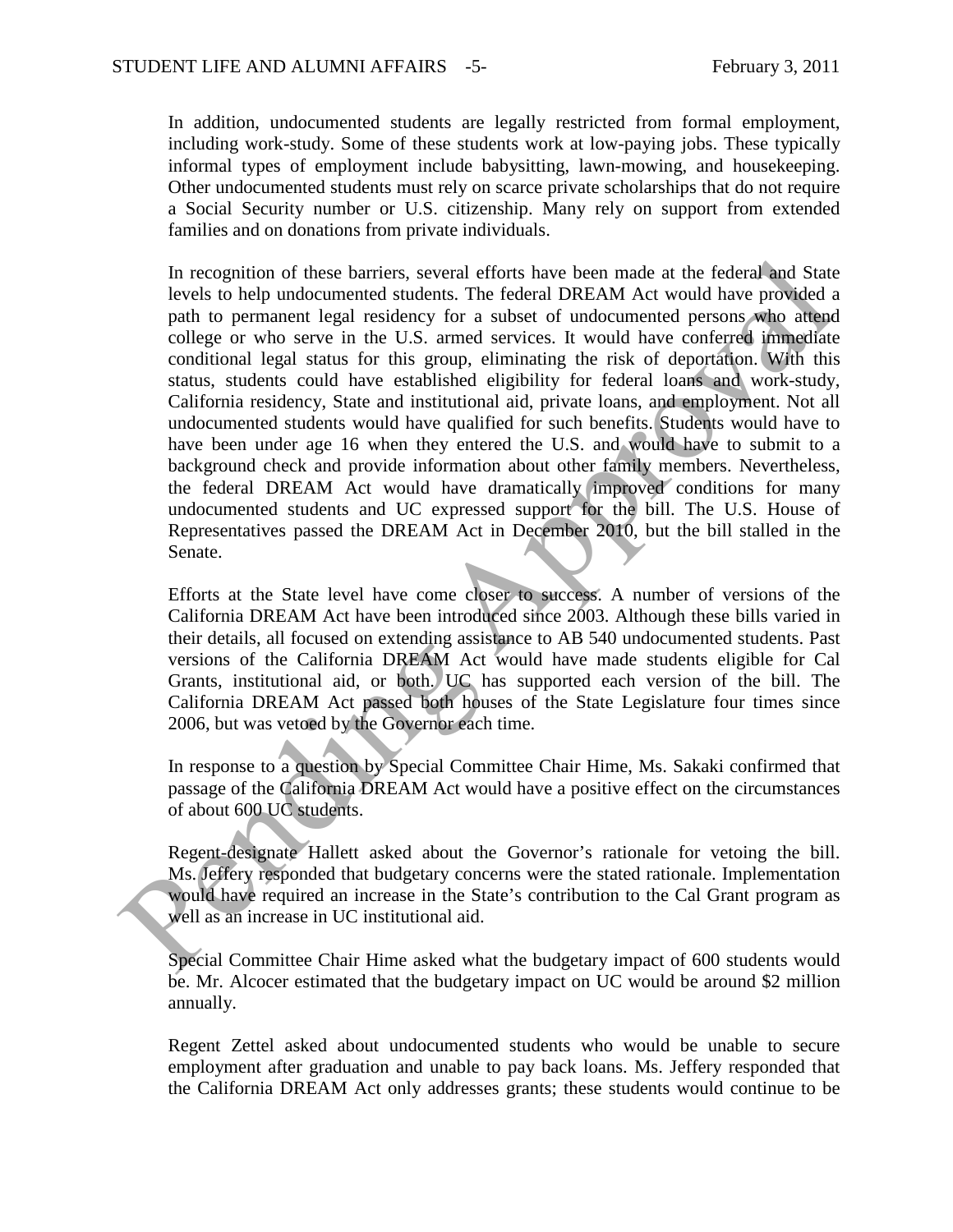In addition, undocumented students are legally restricted from formal employment, including work-study. Some of these students work at low-paying jobs. These typically informal types of employment include babysitting, lawn-mowing, and housekeeping. Other undocumented students must rely on scarce private scholarships that do not require a Social Security number or U.S. citizenship. Many rely on support from extended families and on donations from private individuals.

In recognition of these barriers, several efforts have been made at the federal and State levels to help undocumented students. The federal DREAM Act would have provided a path to permanent legal residency for a subset of undocumented persons who attend college or who serve in the U.S. armed services. It would have conferred immediate conditional legal status for this group, eliminating the risk of deportation. With this status, students could have established eligibility for federal loans and work-study, California residency, State and institutional aid, private loans, and employment. Not all undocumented students would have qualified for such benefits. Students would have to have been under age 16 when they entered the U.S. and would have to submit to a background check and provide information about other family members. Nevertheless, the federal DREAM Act would have dramatically improved conditions for many undocumented students and UC expressed support for the bill. The U.S. House of Representatives passed the DREAM Act in December 2010, but the bill stalled in the Senate.

Efforts at the State level have come closer to success. A number of versions of the California DREAM Act have been introduced since 2003. Although these bills varied in their details, all focused on extending assistance to AB 540 undocumented students. Past versions of the California DREAM Act would have made students eligible for Cal Grants, institutional aid, or both. UC has supported each version of the bill. The California DREAM Act passed both houses of the State Legislature four times since 2006, but was vetoed by the Governor each time.

In response to a question by Special Committee Chair Hime, Ms. Sakaki confirmed that passage of the California DREAM Act would have a positive effect on the circumstances of about 600 UC students.

Regent-designate Hallett asked about the Governor's rationale for vetoing the bill. Ms. Jeffery responded that budgetary concerns were the stated rationale. Implementation would have required an increase in the State's contribution to the Cal Grant program as well as an increase in UC institutional aid.

Special Committee Chair Hime asked what the budgetary impact of 600 students would be. Mr. Alcocer estimated that the budgetary impact on UC would be around $2 million annually.

Regent Zettel asked about undocumented students who would be unable to secure employment after graduation and unable to pay back loans. Ms. Jeffery responded that the California DREAM Act only addresses grants; these students would continue to be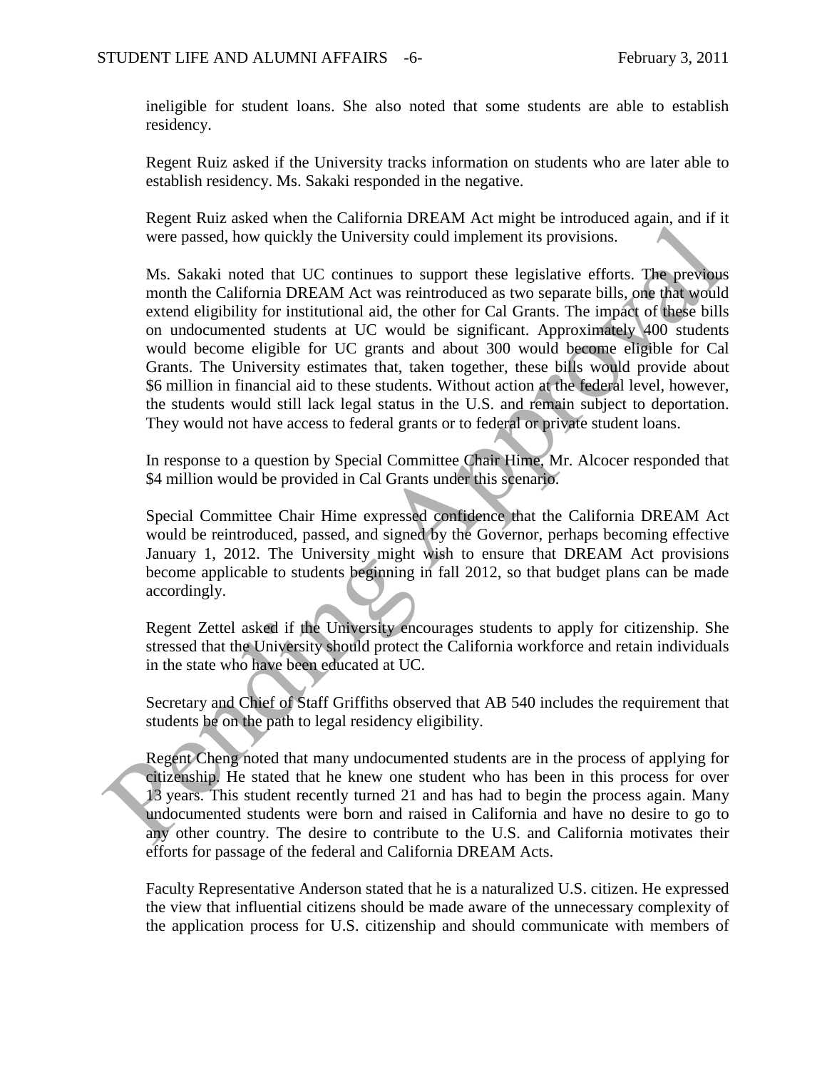ineligible for student loans. She also noted that some students are able to establish residency.

Regent Ruiz asked if the University tracks information on students who are later able to establish residency. Ms. Sakaki responded in the negative.

Regent Ruiz asked when the California DREAM Act might be introduced again, and if it were passed, how quickly the University could implement its provisions.

Ms. Sakaki noted that UC continues to support these legislative efforts. The previous month the California DREAM Act was reintroduced as two separate bills, one that would extend eligibility for institutional aid, the other for Cal Grants. The impact of these bills on undocumented students at UC would be significant. Approximately 400 students would become eligible for UC grants and about 300 would become eligible for Cal Grants. The University estimates that, taken together, these bills would provide about $6 million in financial aid to these students. Without action at the federal level, however, the students would still lack legal status in the U.S. and remain subject to deportation. They would not have access to federal grants or to federal or private student loans.

In response to a question by Special Committee Chair Hime, Mr. Alcocer responded that $4 million would be provided in Cal Grants under this scenario.

Special Committee Chair Hime expressed confidence that the California DREAM Act would be reintroduced, passed, and signed by the Governor, perhaps becoming effective January 1, 2012. The University might wish to ensure that DREAM Act provisions become applicable to students beginning in fall 2012, so that budget plans can be made accordingly.

Regent Zettel asked if the University encourages students to apply for citizenship. She stressed that the University should protect the California workforce and retain individuals in the state who have been educated at UC.

Secretary and Chief of Staff Griffiths observed that AB 540 includes the requirement that students be on the path to legal residency eligibility.

Regent Cheng noted that many undocumented students are in the process of applying for citizenship. He stated that he knew one student who has been in this process for over 13 years. This student recently turned 21 and has had to begin the process again. Many undocumented students were born and raised in California and have no desire to go to any other country. The desire to contribute to the U.S. and California motivates their efforts for passage of the federal and California DREAM Acts.

Faculty Representative Anderson stated that he is a naturalized U.S. citizen. He expressed the view that influential citizens should be made aware of the unnecessary complexity of the application process for U.S. citizenship and should communicate with members of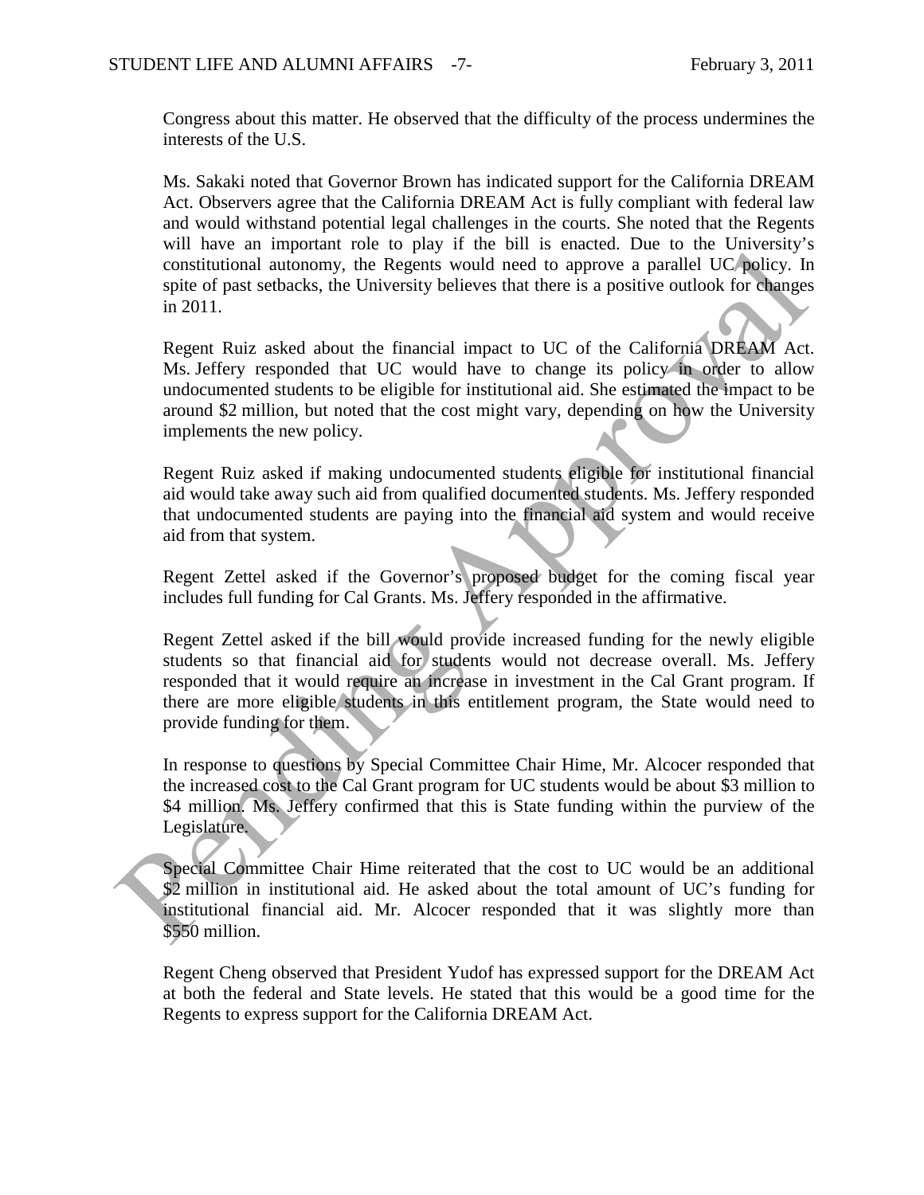Congress about this matter. He observed that the difficulty of the process undermines the interests of the U.S.

Ms. Sakaki noted that Governor Brown has indicated support for the California DREAM Act. Observers agree that the California DREAM Act is fully compliant with federal law and would withstand potential legal challenges in the courts. She noted that the Regents will have an important role to play if the bill is enacted. Due to the University's constitutional autonomy, the Regents would need to approve a parallel UC policy. In spite of past setbacks, the University believes that there is a positive outlook for changes in 2011.

Regent Ruiz asked about the financial impact to UC of the California DREAM Act. Ms. Jeffery responded that UC would have to change its policy in order to allow undocumented students to be eligible for institutional aid. She estimated the impact to be around $2 million, but noted that the cost might vary, depending on how the University implements the new policy.

Regent Ruiz asked if making undocumented students eligible for institutional financial aid would take away such aid from qualified documented students. Ms. Jeffery responded that undocumented students are paying into the financial aid system and would receive aid from that system.

Regent Zettel asked if the Governor's proposed budget for the coming fiscal year includes full funding for Cal Grants. Ms. Jeffery responded in the affirmative.

Regent Zettel asked if the bill would provide increased funding for the newly eligible students so that financial aid for students would not decrease overall. Ms. Jeffery responded that it would require an increase in investment in the Cal Grant program. If there are more eligible students in this entitlement program, the State would need to provide funding for them.

In response to questions by Special Committee Chair Hime, Mr. Alcocer responded that the increased cost to the Cal Grant program for UC students would be about $3 million to $4 million. Ms. Jeffery confirmed that this is State funding within the purview of the Legislature.

Special Committee Chair Hime reiterated that the cost to UC would be an additional $2 million in institutional aid. He asked about the total amount of UC's funding for institutional financial aid. Mr. Alcocer responded that it was slightly more than $550 million.

Regent Cheng observed that President Yudof has expressed support for the DREAM Act at both the federal and State levels. He stated that this would be a good time for the Regents to express support for the California DREAM Act.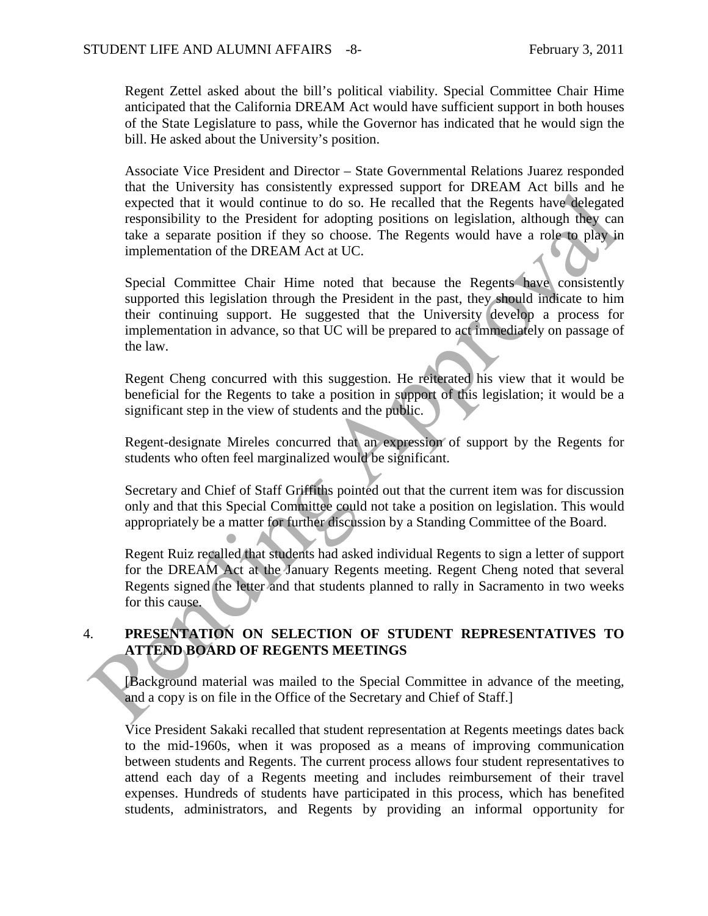Regent Zettel asked about the bill's political viability. Special Committee Chair Hime anticipated that the California DREAM Act would have sufficient support in both houses of the State Legislature to pass, while the Governor has indicated that he would sign the bill. He asked about the University's position.

Associate Vice President and Director – State Governmental Relations Juarez responded that the University has consistently expressed support for DREAM Act bills and he expected that it would continue to do so. He recalled that the Regents have delegated responsibility to the President for adopting positions on legislation, although they can take a separate position if they so choose. The Regents would have a role to play in implementation of the DREAM Act at UC.

Special Committee Chair Hime noted that because the Regents have consistently supported this legislation through the President in the past, they should indicate to him their continuing support. He suggested that the University develop a process for implementation in advance, so that UC will be prepared to act immediately on passage of the law.

Regent Cheng concurred with this suggestion. He reiterated his view that it would be beneficial for the Regents to take a position in support of this legislation; it would be a significant step in the view of students and the public.

Regent-designate Mireles concurred that an expression of support by the Regents for students who often feel marginalized would be significant.

Secretary and Chief of Staff Griffiths pointed out that the current item was for discussion only and that this Special Committee could not take a position on legislation. This would appropriately be a matter for further discussion by a Standing Committee of the Board.

Regent Ruiz recalled that students had asked individual Regents to sign a letter of support for the DREAM Act at the January Regents meeting. Regent Cheng noted that several Regents signed the letter and that students planned to rally in Sacramento in two weeks for this cause.

## 4. PRESENTATION ON SELECTION OF STUDENT REPRESENTATIVES TO ATTEND BOARD OF REGENTS MEETINGS

[Background material was mailed to the Special Committee in advance of the meeting, and a copy is on file in the Office of the Secretary and Chief of Staff.]

Vice President Sakaki recalled that student representation at Regents meetings dates back to the mid-1960s, when it was proposed as a means of improving communication between students and Regents. The current process allows four student representatives to attend each day of a Regents meeting and includes reimbursement of their travel expenses. Hundreds of students have participated in this process, which has benefited students, administrators, and Regents by providing an informal opportunity for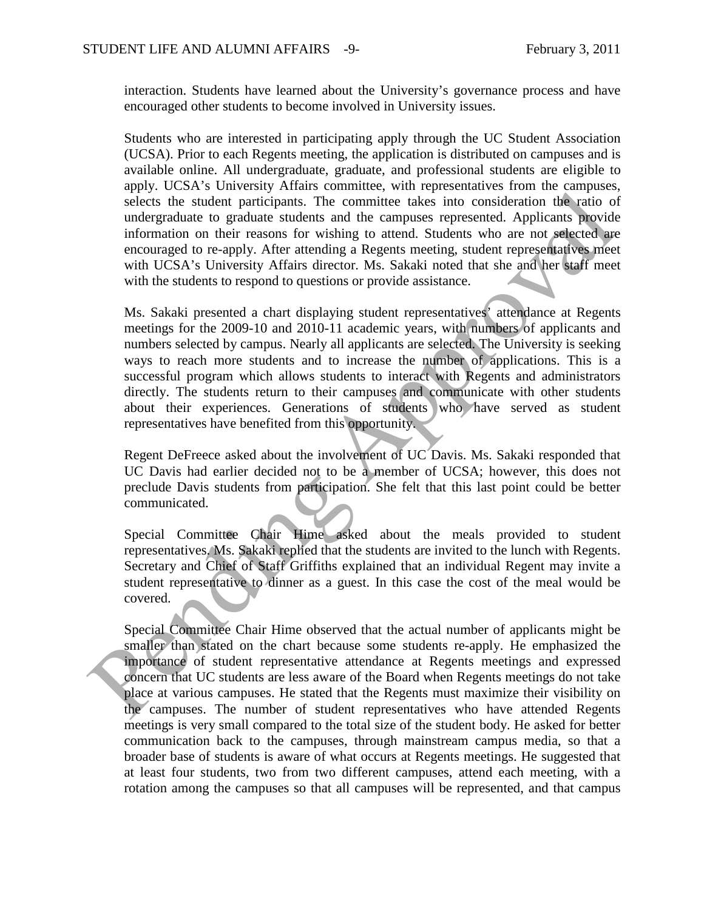interaction. Students have learned about the University's governance process and have encouraged other students to become involved in University issues.

Students who are interested in participating apply through the UC Student Association (UCSA). Prior to each Regents meeting, the application is distributed on campuses and is available online. All undergraduate, graduate, and professional students are eligible to apply. UCSA's University Affairs committee, with representatives from the campuses, selects the student participants. The committee takes into consideration the ratio of undergraduate to graduate students and the campuses represented. Applicants provide information on their reasons for wishing to attend. Students who are not selected are encouraged to re-apply. After attending a Regents meeting, student representatives meet with UCSA's University Affairs director. Ms. Sakaki noted that she and her staff meet with the students to respond to questions or provide assistance.

Ms. Sakaki presented a chart displaying student representatives' attendance at Regents meetings for the 2009-10 and 2010-11 academic years, with numbers of applicants and numbers selected by campus. Nearly all applicants are selected. The University is seeking ways to reach more students and to increase the number of applications. This is a successful program which allows students to interact with Regents and administrators directly. The students return to their campuses and communicate with other students about their experiences. Generations of students who have served as student representatives have benefited from this opportunity.

Regent DeFreece asked about the involvement of UC Davis. Ms. Sakaki responded that UC Davis had earlier decided not to be a member of UCSA; however, this does not preclude Davis students from participation. She felt that this last point could be better communicated.

Special Committee Chair Hime asked about the meals provided to student representatives. Ms. Sakaki replied that the students are invited to the lunch with Regents. Secretary and Chief of Staff Griffiths explained that an individual Regent may invite a student representative to dinner as a guest. In this case the cost of the meal would be covered.

Special Committee Chair Hime observed that the actual number of applicants might be smaller than stated on the chart because some students re-apply. He emphasized the importance of student representative attendance at Regents meetings and expressed concern that UC students are less aware of the Board when Regents meetings do not take place at various campuses. He stated that the Regents must maximize their visibility on the campuses. The number of student representatives who have attended Regents meetings is very small compared to the total size of the student body. He asked for better communication back to the campuses, through mainstream campus media, so that a broader base of students is aware of what occurs at Regents meetings. He suggested that at least four students, two from two different campuses, attend each meeting, with a rotation among the campuses so that all campuses will be represented, and that campus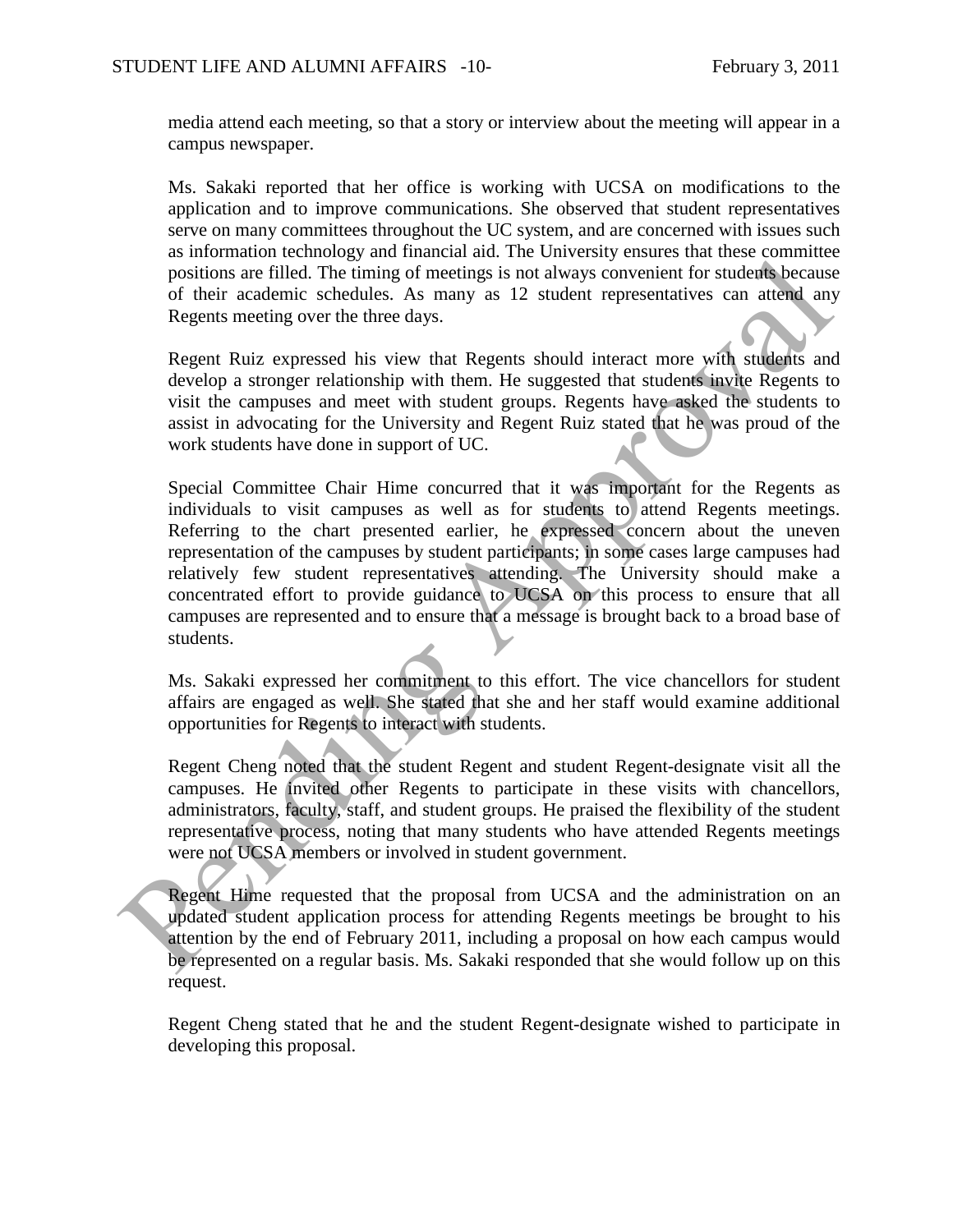media attend each meeting, so that a story or interview about the meeting will appear in a campus newspaper.

Ms. Sakaki reported that her office is working with UCSA on modifications to the application and to improve communications. She observed that student representatives serve on many committees throughout the UC system, and are concerned with issues such as information technology and financial aid. The University ensures that these committee positions are filled. The timing of meetings is not always convenient for students because of their academic schedules. As many as 12 student representatives can attend any Regents meeting over the three days.

Regent Ruiz expressed his view that Regents should interact more with students and develop a stronger relationship with them. He suggested that students invite Regents to visit the campuses and meet with student groups. Regents have asked the students to assist in advocating for the University and Regent Ruiz stated that he was proud of the work students have done in support of UC.

Special Committee Chair Hime concurred that it was important for the Regents as individuals to visit campuses as well as for students to attend Regents meetings. Referring to the chart presented earlier, he expressed concern about the uneven representation of the campuses by student participants; in some cases large campuses had relatively few student representatives attending. The University should make a concentrated effort to provide guidance to UCSA on this process to ensure that all campuses are represented and to ensure that a message is brought back to a broad base of students.

Ms. Sakaki expressed her commitment to this effort. The vice chancellors for student affairs are engaged as well. She stated that she and her staff would examine additional opportunities for Regents to interact with students.

Regent Cheng noted that the student Regent and student Regent-designate visit all the campuses. He invited other Regents to participate in these visits with chancellors, administrators, faculty, staff, and student groups. He praised the flexibility of the student representative process, noting that many students who have attended Regents meetings were not UCSA members or involved in student government.

Regent Hime requested that the proposal from UCSA and the administration on an updated student application process for attending Regents meetings be brought to his attention by the end of February 2011, including a proposal on how each campus would be represented on a regular basis. Ms. Sakaki responded that she would follow up on this request.

Regent Cheng stated that he and the student Regent-designate wished to participate in developing this proposal.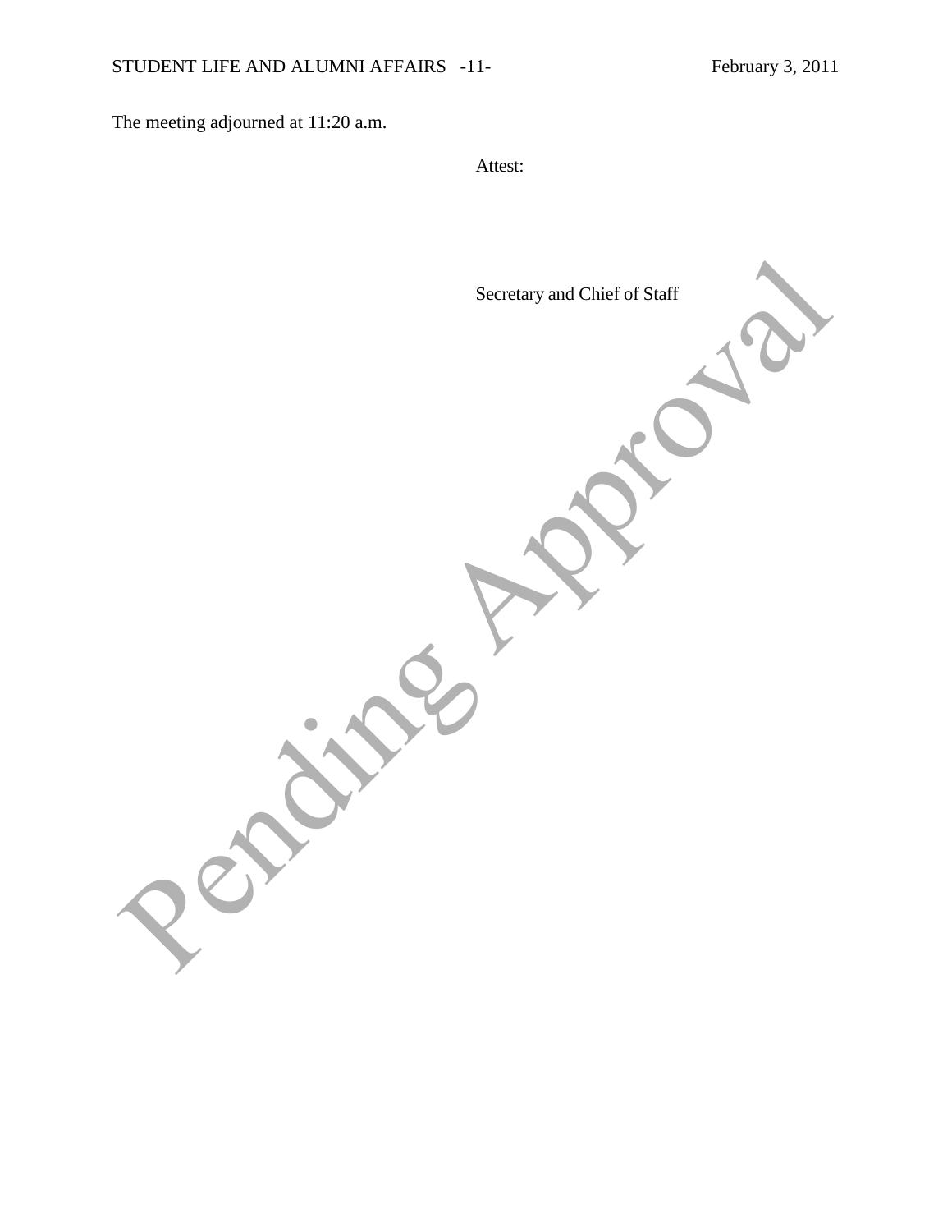The meeting adjourned at 11:20 a.m.

Attest:

Secretary and Chief of Staff

Pending Approval